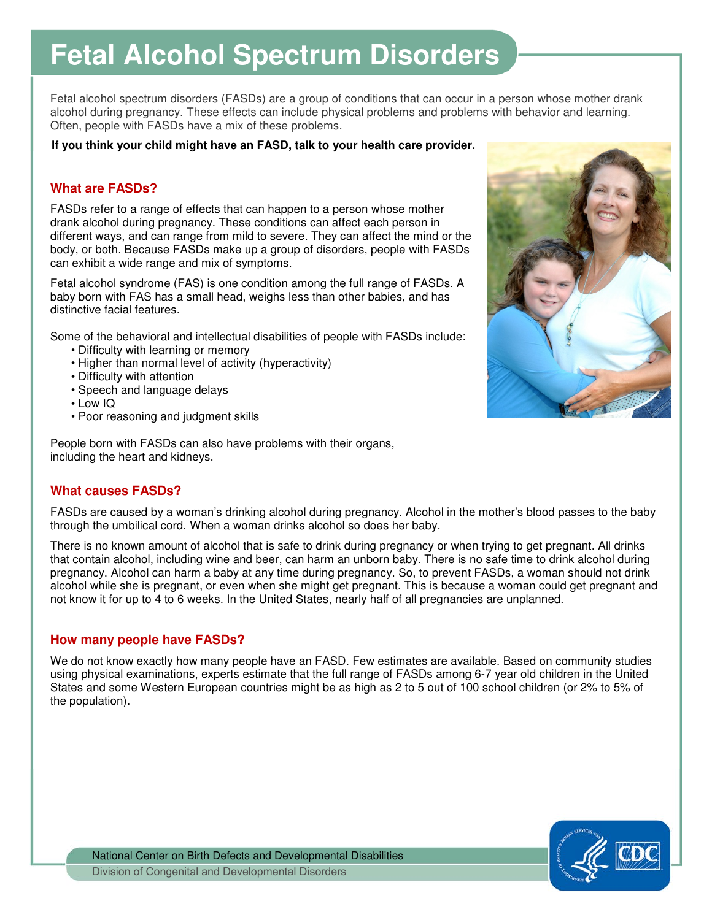# Fetal Alcohol Spectrum Disorders

Fetal alcohol spectrum disorders (FASDs) are a group of conditions that can occur in a person whose mother drank alcohol during pregnancy. These effects can include physical problems and problems with behavior and learning. Often, people with FASDs have a mix of these problems.

**If you think your child might have an FASD, talk to your health care provider.**

## What are FASDs?

FASDs refer to a range of effects that can happen to a person whose mother drank alcohol during pregnancy. These conditions can affect each person in different ways, and can range from mild to severe. They can affect the mind or the body, or both. Because FASDs make up a group of disorders, people with FASDs can exhibit a wide range and mix of symptoms.

Fetal alcohol syndrome (FAS) is one condition among the full range of FASDs. A baby born with FAS has a small head, weighs less than other babies, and has distinctive facial features.

Some of the behavioral and intellectual disabilities of people with FASDs include:

- Difficulty with learning or memory
- Higher than normal level of activity (hyperactivity)
- Difficulty with attention
- Speech and language delays
- Low IQ
- Poor reasoning and judgment skills

People born with FASDs can also have problems with their organs, including the heart and kidneys.

## What causes FASDs?

FASDs are caused by a woman's drinking alcohol during pregnancy. Alcohol in the mother's blood passes to the baby through the umbilical cord. When a woman drinks alcohol so does her baby.

There is no known amount of alcohol that is safe to drink during pregnancy or when trying to get pregnant. All drinks that contain alcohol, including wine and beer, can harm an unborn baby. There is no safe time to drink alcohol during pregnancy. Alcohol can harm a baby at any time during pregnancy. So, to prevent FASDs, a woman should not drink alcohol while she is pregnant, or even when she might get pregnant. This is because a woman could get pregnant and not know it for up to 4 to 6 weeks. In the United States, nearly half of all pregnancies are unplanned.

## How many people have FASDs?

We do not know exactly how many people have an FASD. Few estimates are available. Based on community studies using physical examinations, experts estimate that the full range of FASDs among 6-7 year old children in the United States and some Western European countries might be as high as 2 to 5 out of 100 school children (or 2% to 5% of the population).

National Center on Birth Defects and Developmental Disabilities

Division of Congenital and Developmental Disorders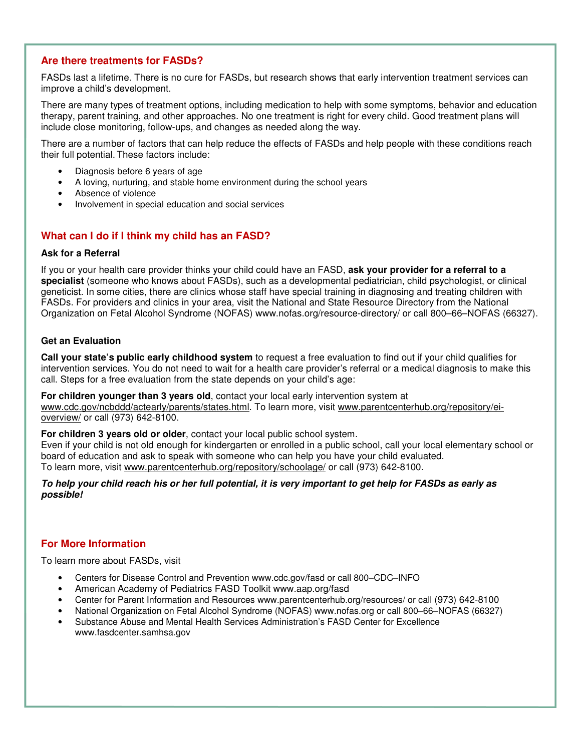## Are there treatments for FASDs?

FASDs last a lifetime. There is no cure for FASDs, but research shows that early intervention treatment services can improve a child's development.

There are many types of treatment options, including medication to help with some symptoms, behavior and education therapy, parent training, and other approaches. No one treatment is right for every child. Good treatment plans will include close monitoring, follow-ups, and changes as needed along the way.

There are a number of factors that can help reduce the effects of FASDs and help people with these conditions reach their full potential. These factors include:

- Diagnosis before 6 years of age
- A loving, nurturing, and stable home environment during the school years
- Absence of violence
- Involvement in special education and social services

## What can I do if I think my child has an FASD?

### Ask for a Referral

If you or your health care provider thinks your child could have an FASD, **ask your provider for a referral to a specialist** (someone who knows about FASDs), such as a developmental pediatrician, child psychologist, or clinical geneticist. In some cities, there are clinics whose staff have special training in diagnosing and treating children with FASDs. For providers and clinics in your area, visit the National and State Resource Directory from the National Organization on Fetal Alcohol Syndrome (NOFAS) www.nofas.org/resource-directory/ or call 800–66–NOFAS (66327).

### Get an Evaluation

**Call your state's public early childhood system** to request a free evaluation to find out if your child qualifies for intervention services. You do not need to wait for a health care provider's referral or a medical diagnosis to make this call. Steps for a free evaluation from the state depends on your child's age:

**For children younger than 3 years old**, contact your local early intervention system at www.cdc.gov/ncbddd/actearly/parents/states.html. To learn more, visit www.parentcenterhub.org/repository/ei-overview/ or call (973) 642-8100.

**For children 3 years old or older**, contact your local public school system.
Even if your child is not old enough for kindergarten or enrolled in a public school, call your local elementary school or board of education and ask to speak with someone who can help you have your child evaluated.
To learn more, visit www.parentcenterhub.org/repository/schoolage/ or call (973) 642-8100.

***To help your child reach his or her full potential, it is very important to get help for FASDs as early as possible!***

## For More Information

To learn more about FASDs, visit

- Centers for Disease Control and Prevention www.cdc.gov/fasd or call 800–CDC–INFO
- American Academy of Pediatrics FASD Toolkit www.aap.org/fasd
- Center for Parent Information and Resources www.parentcenterhub.org/resources/ or call (973) 642-8100
- National Organization on Fetal Alcohol Syndrome (NOFAS) www.nofas.org or call 800–66–NOFAS (66327)
- Substance Abuse and Mental Health Services Administration's FASD Center for Excellence www.fasdcenter.samhsa.gov